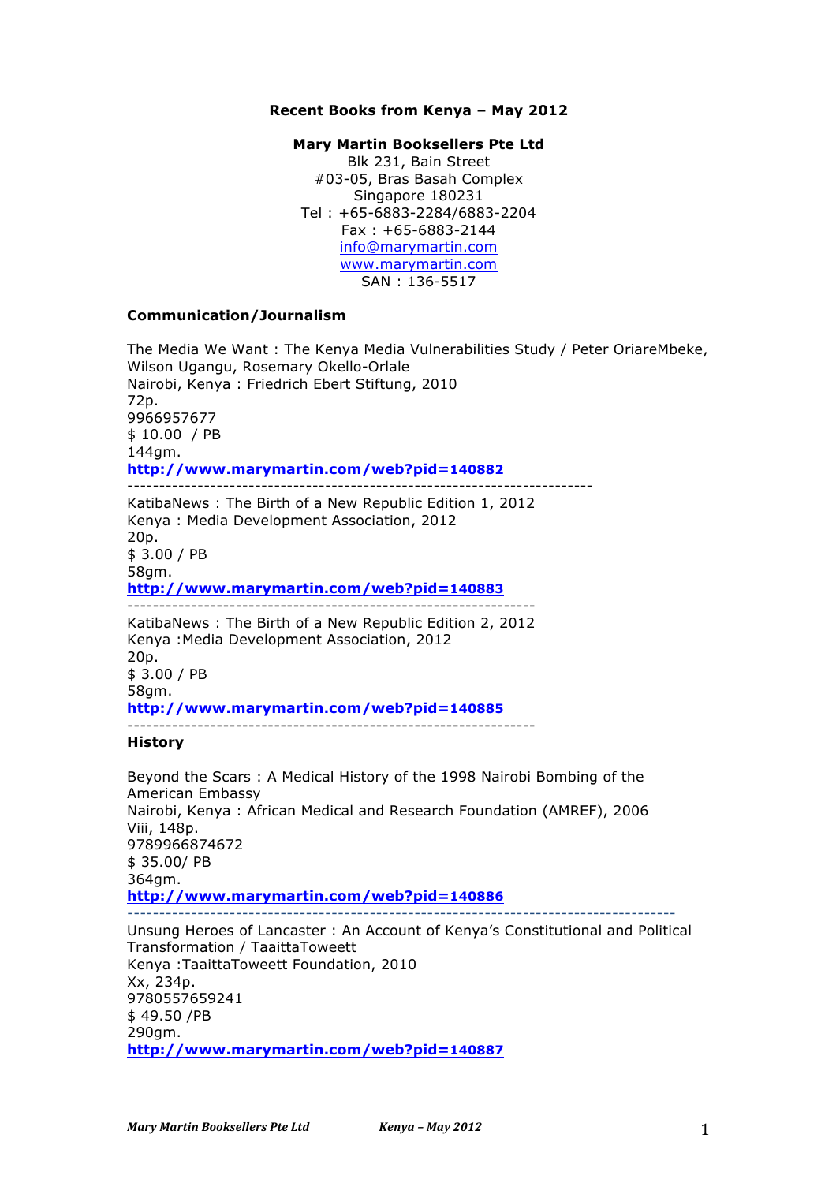**Recent Books from Kenya – May 2012**

**Mary Martin Booksellers Pte Ltd**
Blk 231, Bain Street
#03-05, Bras Basah Complex
Singapore 180231
Tel : +65-6883-2284/6883-2204
Fax : +65-6883-2144
info@marymartin.com
www.marymartin.com
SAN : 136-5517

## Communication/Journalism

The Media We Want : The Kenya Media Vulnerabilities Study / Peter OriareMbeke, Wilson Ugangu, Rosemary Okello-Orlale
Nairobi, Kenya : Friedrich Ebert Stiftung, 2010
72p.
9966957677
$ 10.00 / PB
144gm.
**http://www.marymartin.com/web?pid=140882**

---

KatibaNews : The Birth of a New Republic Edition 1, 2012
Kenya : Media Development Association, 2012
20p.
$ 3.00 / PB
58gm.
**http://www.marymartin.com/web?pid=140883**

---

KatibaNews : The Birth of a New Republic Edition 2, 2012
Kenya :Media Development Association, 2012
20p.
$ 3.00 / PB
58gm.
**http://www.marymartin.com/web?pid=140885**

---

## History

Beyond the Scars : A Medical History of the 1998 Nairobi Bombing of the American Embassy
Nairobi, Kenya : African Medical and Research Foundation (AMREF), 2006
Viii, 148p.
9789966874672
$ 35.00/ PB
364gm.
**http://www.marymartin.com/web?pid=140886**

---

Unsung Heroes of Lancaster : An Account of Kenya's Constitutional and Political Transformation / TaaittaToweett
Kenya :TaaittaToweett Foundation, 2010
Xx, 234p.
9780557659241
$ 49.50 /PB
290gm.
**http://www.marymartin.com/web?pid=140887**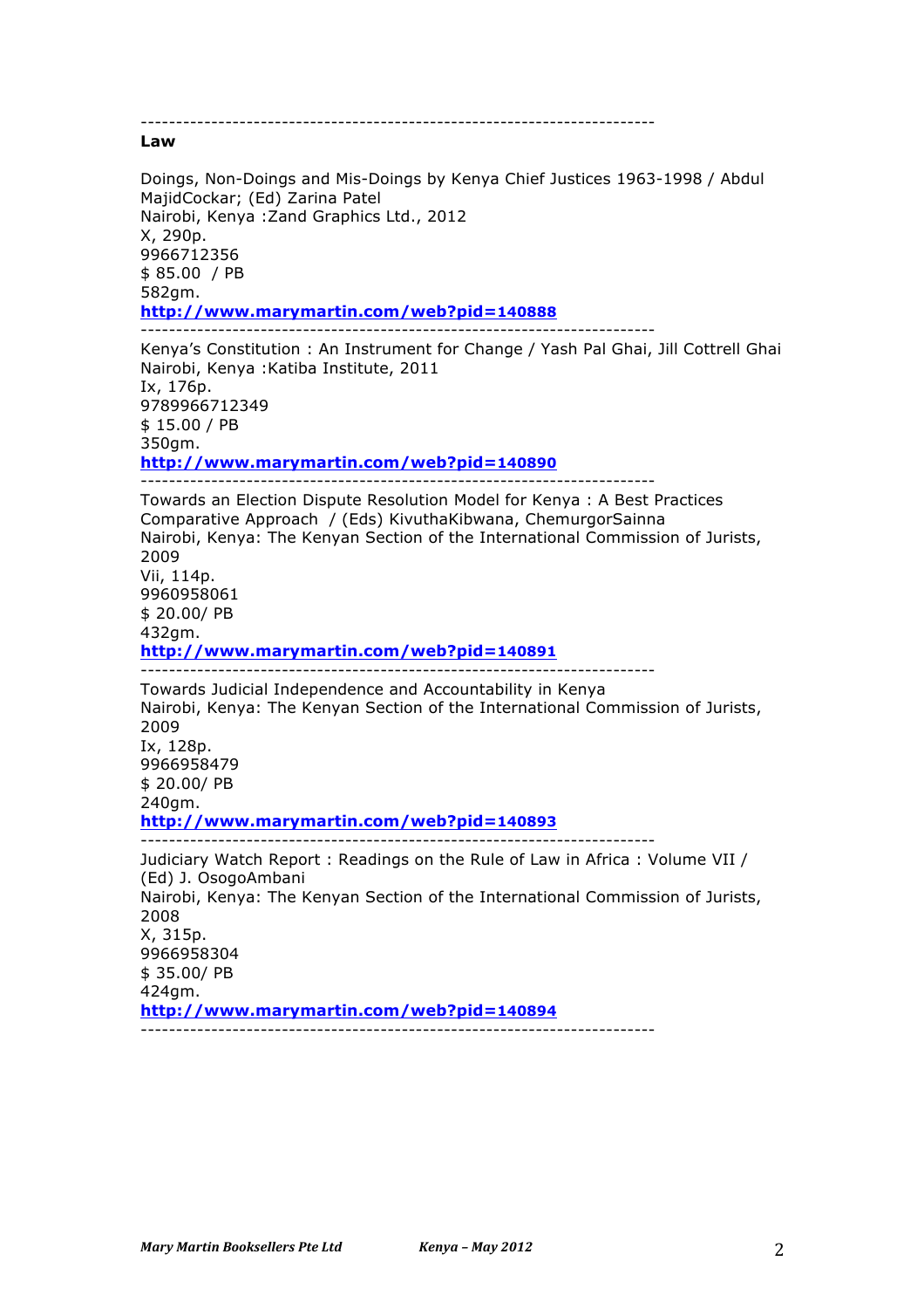---

**Law**

Doings, Non-Doings and Mis-Doings by Kenya Chief Justices 1963-1998 / Abdul MajidCockar; (Ed) Zarina Patel
Nairobi, Kenya :Zand Graphics Ltd., 2012
X, 290p.
9966712356
$ 85.00 / PB
582gm.
**http://www.marymartin.com/web?pid=140888**

---

Kenya's Constitution : An Instrument for Change / Yash Pal Ghai, Jill Cottrell Ghai
Nairobi, Kenya :Katiba Institute, 2011
Ix, 176p.
9789966712349
$ 15.00 / PB
350gm.
**http://www.marymartin.com/web?pid=140890**

---

Towards an Election Dispute Resolution Model for Kenya : A Best Practices Comparative Approach / (Eds) KivuthaKibwana, ChemurgorSainna
Nairobi, Kenya: The Kenyan Section of the International Commission of Jurists, 2009
Vii, 114p.
9960958061
$ 20.00/ PB
432gm.
**http://www.marymartin.com/web?pid=140891**

---

Towards Judicial Independence and Accountability in Kenya
Nairobi, Kenya: The Kenyan Section of the International Commission of Jurists, 2009
Ix, 128p.
9966958479
$ 20.00/ PB
240gm.
**http://www.marymartin.com/web?pid=140893**

---

Judiciary Watch Report : Readings on the Rule of Law in Africa : Volume VII / (Ed) J. OsogoAmbani
Nairobi, Kenya: The Kenyan Section of the International Commission of Jurists, 2008
X, 315p.
9966958304
$ 35.00/ PB
424gm.
**http://www.marymartin.com/web?pid=140894**

---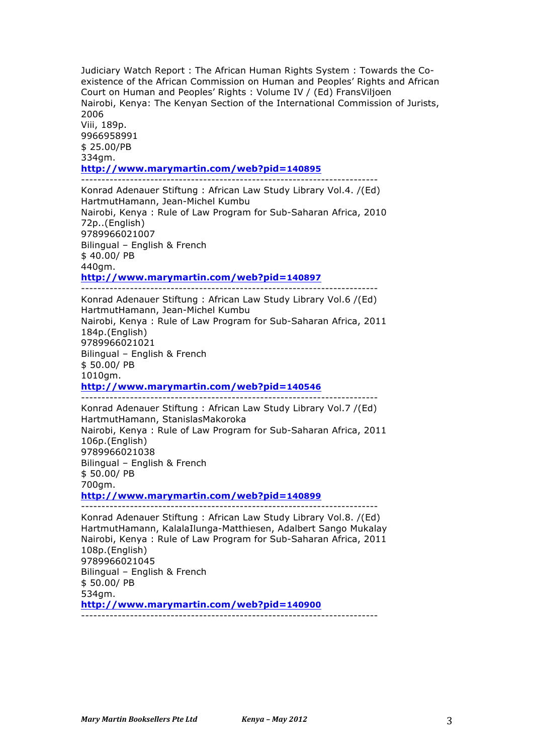Judiciary Watch Report : The African Human Rights System : Towards the Co-existence of the African Commission on Human and Peoples' Rights and African Court on Human and Peoples' Rights : Volume IV / (Ed) FransViljoen
Nairobi, Kenya: The Kenyan Section of the International Commission of Jurists, 2006
Viii, 189p.
9966958991
$ 25.00/PB
334gm.
**http://www.marymartin.com/web?pid=140895**

---

Konrad Adenauer Stiftung : African Law Study Library Vol.4. /(Ed) HartmutHamann, Jean-Michel Kumbu
Nairobi, Kenya : Rule of Law Program for Sub-Saharan Africa, 2010
72p..(English)
9789966021007
Bilingual – English & French
$ 40.00/ PB
440gm.
**http://www.marymartin.com/web?pid=140897**

---

Konrad Adenauer Stiftung : African Law Study Library Vol.6 /(Ed) HartmutHamann, Jean-Michel Kumbu
Nairobi, Kenya : Rule of Law Program for Sub-Saharan Africa, 2011
184p.(English)
9789966021021
Bilingual – English & French
$ 50.00/ PB
1010gm.
**http://www.marymartin.com/web?pid=140546**

---

Konrad Adenauer Stiftung : African Law Study Library Vol.7 /(Ed) HartmutHamann, StanislasMakoroka
Nairobi, Kenya : Rule of Law Program for Sub-Saharan Africa, 2011
106p.(English)
9789966021038
Bilingual – English & French
$ 50.00/ PB
700gm.
**http://www.marymartin.com/web?pid=140899**

---

Konrad Adenauer Stiftung : African Law Study Library Vol.8. /(Ed) HartmutHamann, KalalaIlunga-Matthiesen, Adalbert Sango Mukalay
Nairobi, Kenya : Rule of Law Program for Sub-Saharan Africa, 2011
108p.(English)
9789966021045
Bilingual – English & French
$ 50.00/ PB
534gm.
**http://www.marymartin.com/web?pid=140900**

---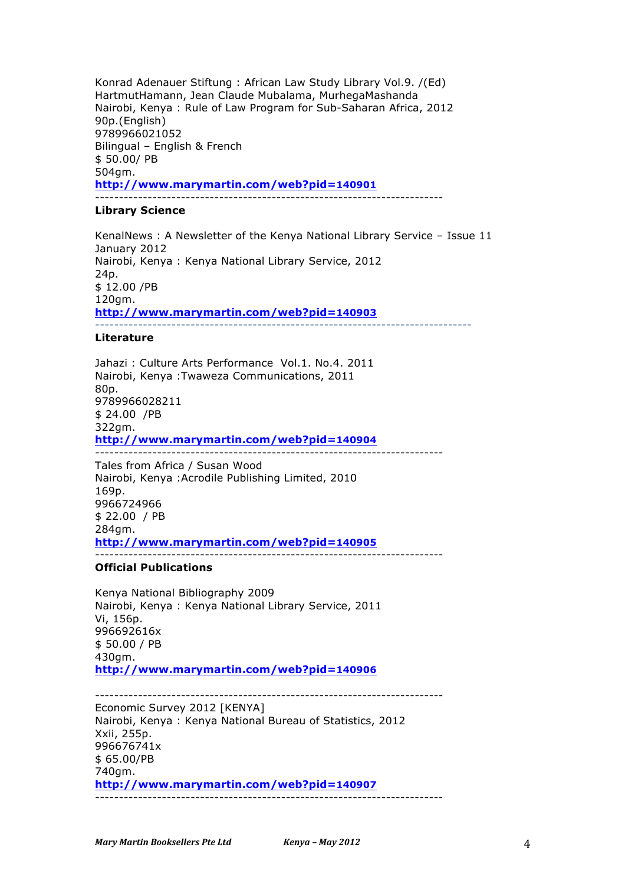Konrad Adenauer Stiftung : African Law Study Library Vol.9. /(Ed) HartmutHamann, Jean Claude Mubalama, MurhegaMashanda
Nairobi, Kenya : Rule of Law Program for Sub-Saharan Africa, 2012
90p.(English)
9789966021052
Bilingual – English & French
$ 50.00/ PB
504gm.
**http://www.marymartin.com/web?pid=140901**

---

**Library Science**

KenalNews : A Newsletter of the Kenya National Library Service – Issue 11 January 2012
Nairobi, Kenya : Kenya National Library Service, 2012
24p.
$ 12.00 /PB
120gm.
**http://www.marymartin.com/web?pid=140903**

---

**Literature**

Jahazi : Culture Arts Performance Vol.1. No.4. 2011
Nairobi, Kenya :Twaweza Communications, 2011
80p.
9789966028211
$ 24.00 /PB
322gm.
**http://www.marymartin.com/web?pid=140904**

---

Tales from Africa / Susan Wood
Nairobi, Kenya :Acrodile Publishing Limited, 2010
169p.
9966724966
$ 22.00 / PB
284gm.
**http://www.marymartin.com/web?pid=140905**

---

**Official Publications**

Kenya National Bibliography 2009
Nairobi, Kenya : Kenya National Library Service, 2011
Vi, 156p.
996692616x
$ 50.00 / PB
430gm.
**http://www.marymartin.com/web?pid=140906**

---

Economic Survey 2012 [KENYA]
Nairobi, Kenya : Kenya National Bureau of Statistics, 2012
Xxii, 255p.
996676741x
$ 65.00/PB
740gm.
**http://www.marymartin.com/web?pid=140907**

---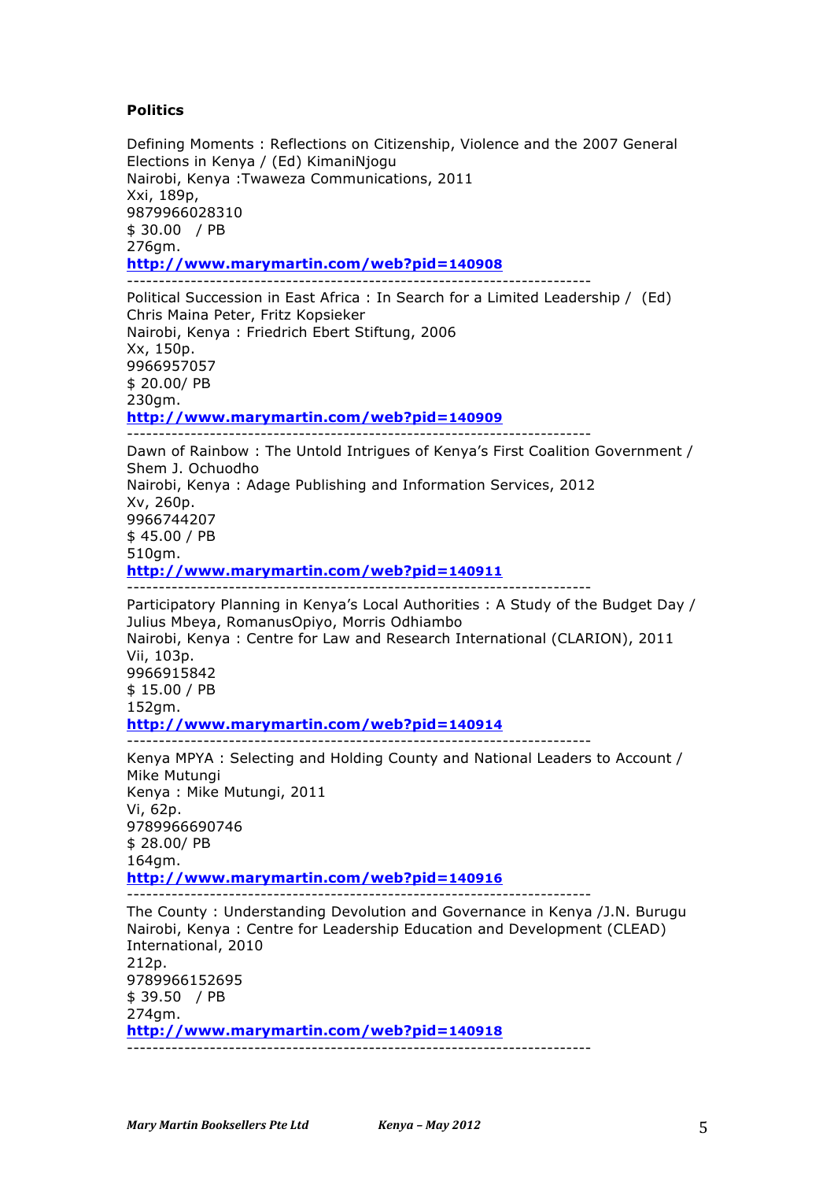**Politics**

Defining Moments : Reflections on Citizenship, Violence and the 2007 General Elections in Kenya / (Ed) KimaniNjogu
Nairobi, Kenya :Twaweza Communications, 2011
Xxi, 189p,
9879966028310
$ 30.00 / PB
276gm.
**http://www.marymartin.com/web?pid=140908**

---

Political Succession in East Africa : In Search for a Limited Leadership / (Ed) Chris Maina Peter, Fritz Kopsieker
Nairobi, Kenya : Friedrich Ebert Stiftung, 2006
Xx, 150p.
9966957057
$ 20.00/ PB
230gm.
**http://www.marymartin.com/web?pid=140909**

---

Dawn of Rainbow : The Untold Intrigues of Kenya's First Coalition Government / Shem J. Ochuodho
Nairobi, Kenya : Adage Publishing and Information Services, 2012
Xv, 260p.
9966744207
$ 45.00 / PB
510gm.
**http://www.marymartin.com/web?pid=140911**

---

Participatory Planning in Kenya's Local Authorities : A Study of the Budget Day / Julius Mbeya, RomanusOpiyo, Morris Odhiambo
Nairobi, Kenya : Centre for Law and Research International (CLARION), 2011
Vii, 103p.
9966915842
$ 15.00 / PB
152gm.
**http://www.marymartin.com/web?pid=140914**

---

Kenya MPYA : Selecting and Holding County and National Leaders to Account / Mike Mutungi
Kenya : Mike Mutungi, 2011
Vi, 62p.
9789966690746
$ 28.00/ PB
164gm.
**http://www.marymartin.com/web?pid=140916**

---

The County : Understanding Devolution and Governance in Kenya /J.N. Burugu
Nairobi, Kenya : Centre for Leadership Education and Development (CLEAD) International, 2010
212p.
9789966152695
$ 39.50 / PB
274gm.
**http://www.marymartin.com/web?pid=140918**

---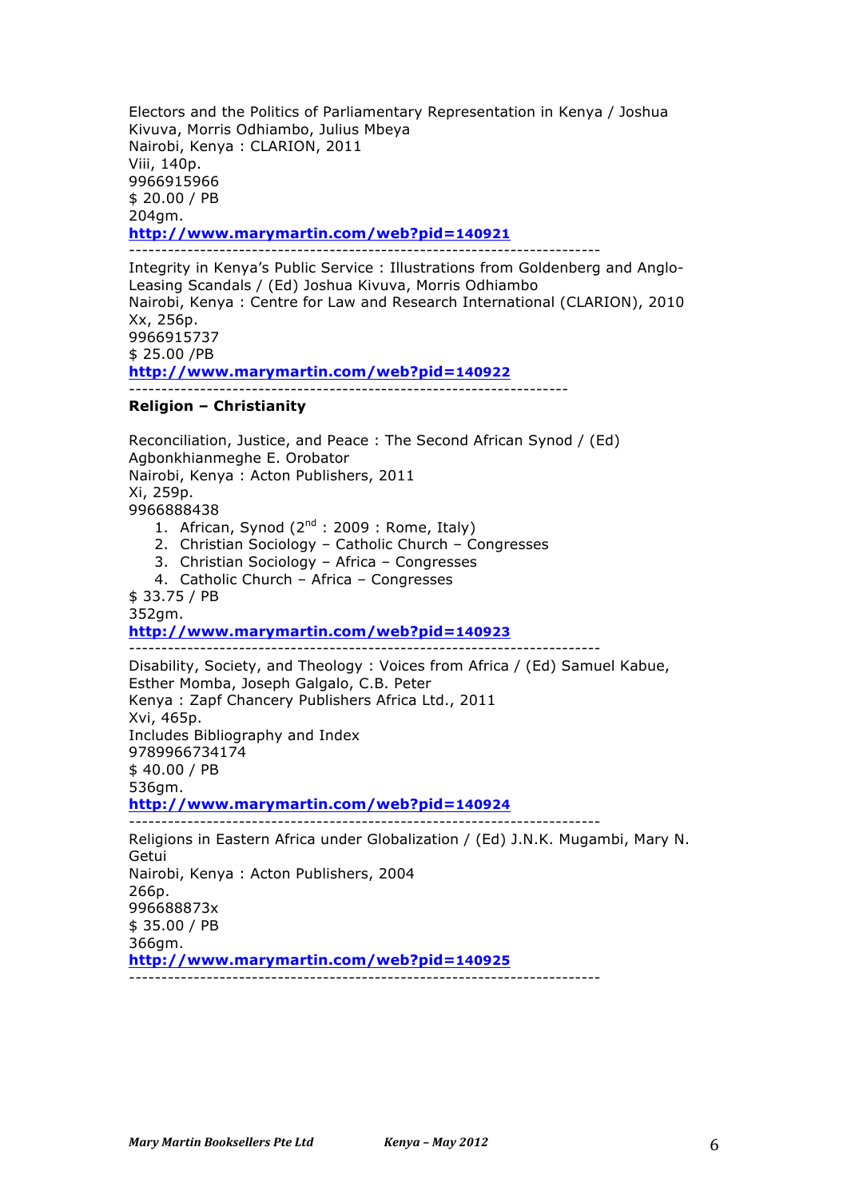Electors and the Politics of Parliamentary Representation in Kenya / Joshua Kivuva, Morris Odhiambo, Julius Mbeya
Nairobi, Kenya : CLARION, 2011
Viii, 140p.
9966915966
$ 20.00 / PB
204gm.
**http://www.marymartin.com/web?pid=140921**

---

Integrity in Kenya's Public Service : Illustrations from Goldenberg and Anglo-Leasing Scandals / (Ed) Joshua Kivuva, Morris Odhiambo
Nairobi, Kenya : Centre for Law and Research International (CLARION), 2010
Xx, 256p.
9966915737
$ 25.00 /PB
**http://www.marymartin.com/web?pid=140922**

---

**Religion – Christianity**

Reconciliation, Justice, and Peace : The Second African Synod / (Ed) Agbonkhianmeghe E. Orobator
Nairobi, Kenya : Acton Publishers, 2011
Xi, 259p.
9966888438

1. African, Synod (2nd : 2009 : Rome, Italy)
2. Christian Sociology – Catholic Church – Congresses
3. Christian Sociology – Africa – Congresses
4. Catholic Church – Africa – Congresses

$ 33.75 / PB
352gm.
**http://www.marymartin.com/web?pid=140923**

---

Disability, Society, and Theology : Voices from Africa / (Ed) Samuel Kabue, Esther Momba, Joseph Galgalo, C.B. Peter
Kenya : Zapf Chancery Publishers Africa Ltd., 2011
Xvi, 465p.
Includes Bibliography and Index
9789966734174
$ 40.00 / PB
536gm.
**http://www.marymartin.com/web?pid=140924**

---

Religions in Eastern Africa under Globalization / (Ed) J.N.K. Mugambi, Mary N. Getui
Nairobi, Kenya : Acton Publishers, 2004
266p.
996688873x
$ 35.00 / PB
366gm.
**http://www.marymartin.com/web?pid=140925**

---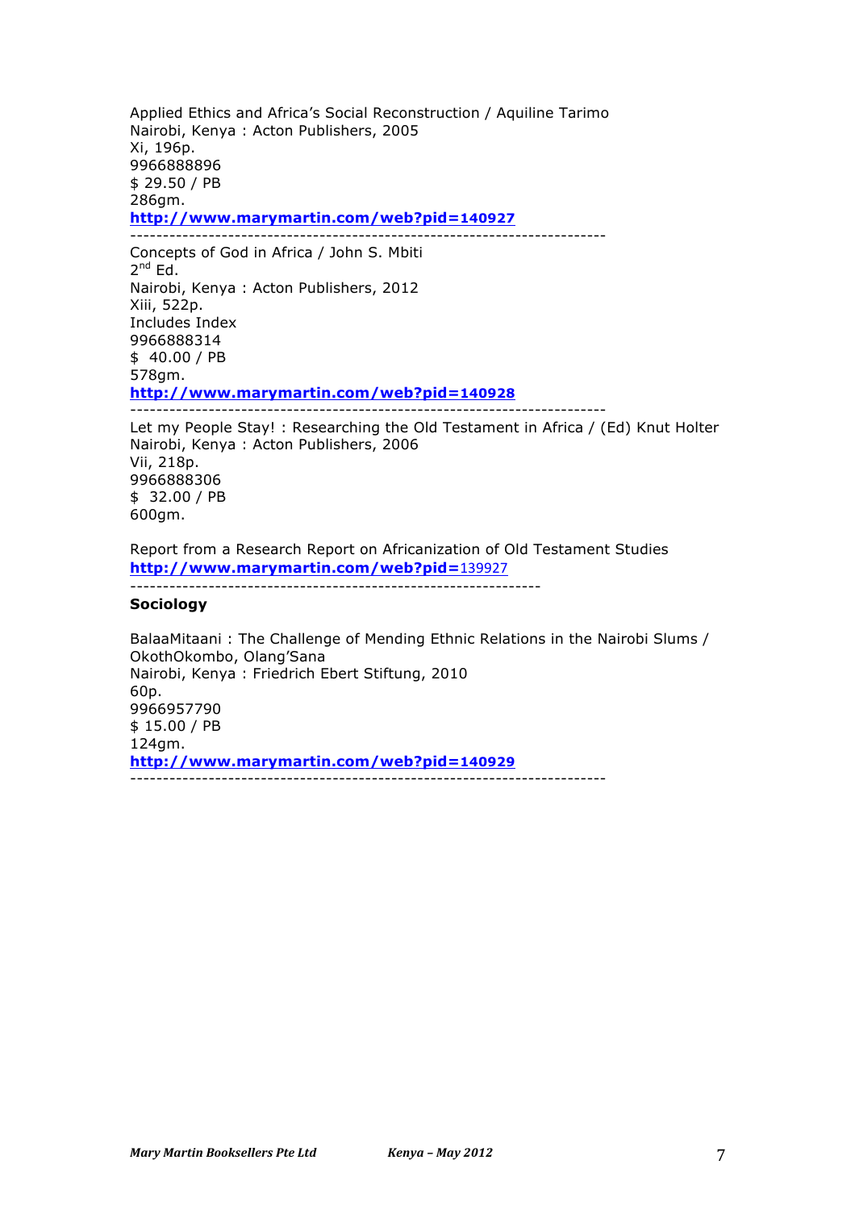Applied Ethics and Africa's Social Reconstruction / Aquiline Tarimo
Nairobi, Kenya : Acton Publishers, 2005
Xi, 196p.
9966888896
$ 29.50 / PB
286gm.
**http://www.marymartin.com/web?pid=140927**

---

Concepts of God in Africa / John S. Mbiti
2nd Ed.
Nairobi, Kenya : Acton Publishers, 2012
Xiii, 522p.
Includes Index
9966888314
$ 40.00 / PB
578gm.
**http://www.marymartin.com/web?pid=140928**

---

Let my People Stay! : Researching the Old Testament in Africa / (Ed) Knut Holter
Nairobi, Kenya : Acton Publishers, 2006
Vii, 218p.
9966888306
$ 32.00 / PB
600gm.

Report from a Research Report on Africanization of Old Testament Studies
**http://www.marymartin.com/web?pid=**139927

---

**Sociology**

BalaaMitaani : The Challenge of Mending Ethnic Relations in the Nairobi Slums / OkothOkombo, Olang'Sana
Nairobi, Kenya : Friedrich Ebert Stiftung, 2010
60p.
9966957790
$ 15.00 / PB
124gm.
**http://www.marymartin.com/web?pid=140929**

---